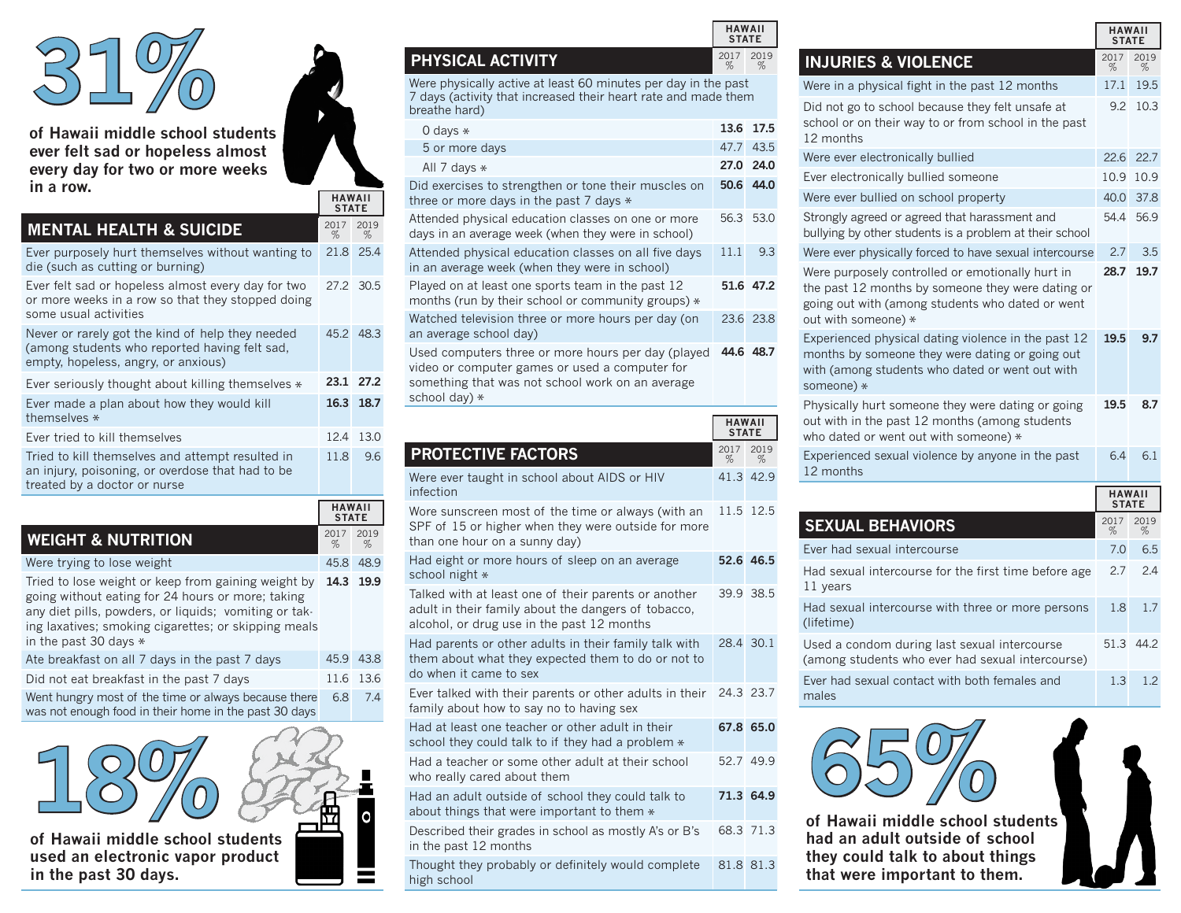**31%** of Hawaii middle school students ever felt sad or hopeless almost every day for two or more weeks in a row.

## MENTAL HEALTH & SUICIDE

| | HAWAII STATE 2017 % | HAWAII STATE 2019 % |
|---|---|---|
| Ever purposely hurt themselves without wanting to die (such as cutting or burning) | 21.8 | 25.4 |
| Ever felt sad or hopeless almost every day for two or more weeks in a row so that they stopped doing some usual activities | 27.2 | 30.5 |
| Never or rarely got the kind of help they needed (among students who reported having felt sad, empty, hopeless, angry, or anxious) | 45.2 | 48.3 |
| Ever seriously thought about killing themselves * | **23.1** | **27.2** |
| Ever made a plan about how they would kill themselves * | **16.3** | **18.7** |
| Ever tried to kill themselves | 12.4 | 13.0 |
| Tried to kill themselves and attempt resulted in an injury, poisoning, or overdose that had to be treated by a doctor or nurse | 11.8 | 9.6 |

## WEIGHT & NUTRITION

| | HAWAII STATE 2017 % | HAWAII STATE 2019 % |
|---|---|---|
| Were trying to lose weight | 45.8 | 48.9 |
| Tried to lose weight or keep from gaining weight by going without eating for 24 hours or more; taking any diet pills, powders, or liquids; vomiting or taking laxatives; smoking cigarettes; or skipping meals in the past 30 days * | **14.3** | **19.9** |
| Ate breakfast on all 7 days in the past 7 days | 45.9 | 43.8 |
| Did not eat breakfast in the past 7 days | 11.6 | 13.6 |
| Went hungry most of the time or always because there was not enough food in their home in the past 30 days | 6.8 | 7.4 |

**18%** of Hawaii middle school students used an electronic vapor product in the past 30 days.

## PHYSICAL ACTIVITY

| | HAWAII STATE 2017 % | HAWAII STATE 2019 % |
|---|---|---|
| Were physically active at least 60 minutes per day in the past 7 days (activity that increased their heart rate and made them breathe hard) | | |
| 0 days * | **13.6** | **17.5** |
| 5 or more days | 47.7 | 43.5 |
| All 7 days * | **27.0** | **24.0** |
| Did exercises to strengthen or tone their muscles on three or more days in the past 7 days * | **50.6** | **44.0** |
| Attended physical education classes on one or more days in an average week (when they were in school) | 56.3 | 53.0 |
| Attended physical education classes on all five days in an average week (when they were in school) | 11.1 | 9.3 |
| Played on at least one sports team in the past 12 months (run by their school or community groups) * | **51.6** | **47.2** |
| Watched television three or more hours per day (on an average school day) | 23.6 | 23.8 |
| Used computers three or more hours per day (played video or computer games or used a computer for something that was not school work on an average school day) * | **44.6** | **48.7** |

## PROTECTIVE FACTORS

| | HAWAII STATE 2017 % | HAWAII STATE 2019 % |
|---|---|---|
| Were ever taught in school about AIDS or HIV infection | 41.3 | 42.9 |
| Wore sunscreen most of the time or always (with an SPF of 15 or higher when they were outside for more than one hour on a sunny day) | 11.5 | 12.5 |
| Had eight or more hours of sleep on an average school night * | **52.6** | **46.5** |
| Talked with at least one of their parents or another adult in their family about the dangers of tobacco, alcohol, or drug use in the past 12 months | 39.9 | 38.5 |
| Had parents or other adults in their family talk with them about what they expected them to do or not to do when it came to sex | 28.4 | 30.1 |
| Ever talked with their parents or other adults in their family about how to say no to having sex | 24.3 | 23.7 |
| Had at least one teacher or other adult in their school they could talk to if they had a problem * | **67.8** | **65.0** |
| Had a teacher or some other adult at their school who really cared about them | 52.7 | 49.9 |
| Had an adult outside of school they could talk to about things that were important to them * | **71.3** | **64.9** |
| Described their grades in school as mostly A's or B's in the past 12 months | 68.3 | 71.3 |
| Thought they probably or definitely would complete high school | 81.8 | 81.3 |

## INJURIES & VIOLENCE

| | HAWAII STATE 2017 % | HAWAII STATE 2019 % |
|---|---|---|
| Were in a physical fight in the past 12 months | 17.1 | 19.5 |
| Did not go to school because they felt unsafe at school or on their way to or from school in the past 12 months | 9.2 | 10.3 |
| Were ever electronically bullied | 22.6 | 22.7 |
| Ever electronically bullied someone | 10.9 | 10.9 |
| Were ever bullied on school property | 40.0 | 37.8 |
| Strongly agreed or agreed that harassment and bullying by other students is a problem at their school | 54.4 | 56.9 |
| Were ever physically forced to have sexual intercourse | 2.7 | 3.5 |
| Were purposely controlled or emotionally hurt in the past 12 months by someone they were dating or going out with (among students who dated or went out with someone) * | **28.7** | **19.7** |
| Experienced physical dating violence in the past 12 months by someone they were dating or going out with (among students who dated or went out with someone) * | **19.5** | **9.7** |
| Physically hurt someone they were dating or going out with in the past 12 months (among students who dated or went out with someone) * | **19.5** | **8.7** |
| Experienced sexual violence by anyone in the past 12 months | 6.4 | 6.1 |

## SEXUAL BEHAVIORS

| | HAWAII STATE 2017 % | HAWAII STATE 2019 % |
|---|---|---|
| Ever had sexual intercourse | 7.0 | 6.5 |
| Had sexual intercourse for the first time before age 11 years | 2.7 | 2.4 |
| Had sexual intercourse with three or more persons (lifetime) | 1.8 | 1.7 |
| Used a condom during last sexual intercourse (among students who ever had sexual intercourse) | 51.3 | 44.2 |
| Ever had sexual contact with both females and males | 1.3 | 1.2 |

**65%** of Hawaii middle school students had an adult outside of school they could talk to about things that were important to them.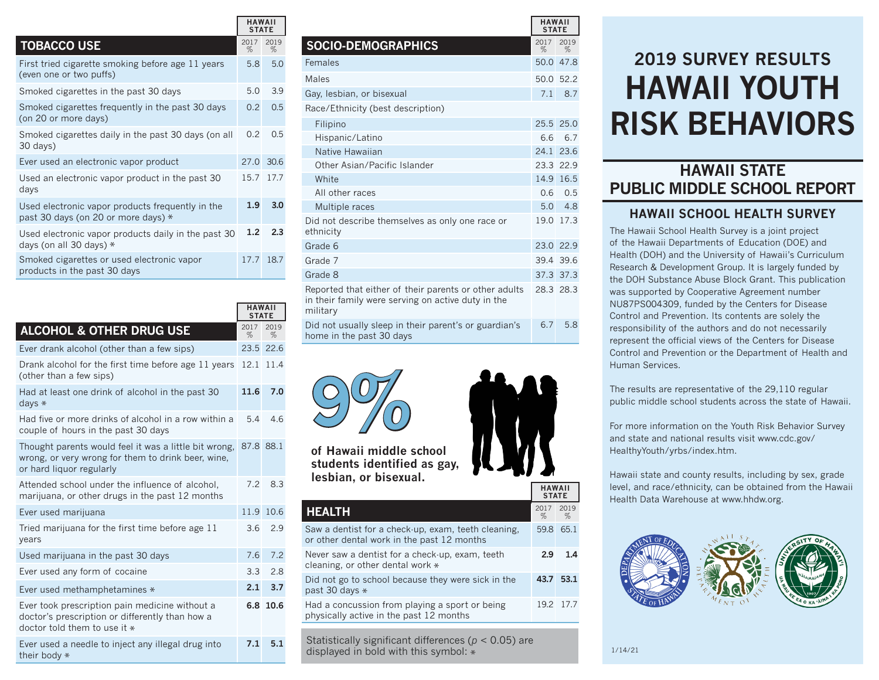# 2019 SURVEY RESULTS HAWAII YOUTH RISK BEHAVIORS

## HAWAII STATE PUBLIC MIDDLE SCHOOL REPORT

| TOBACCO USE | HAWAII STATE 2017 % | HAWAII STATE 2019 % |
|---|---|---|
| First tried cigarette smoking before age 11 years (even one or two puffs) | 5.8 | 5.0 |
| Smoked cigarettes in the past 30 days | 5.0 | 3.9 |
| Smoked cigarettes frequently in the past 30 days (on 20 or more days) | 0.2 | 0.5 |
| Smoked cigarettes daily in the past 30 days (on all 30 days) | 0.2 | 0.5 |
| Ever used an electronic vapor product | 27.0 | 30.6 |
| Used an electronic vapor product in the past 30 days | 15.7 | 17.7 |
| Used electronic vapor products frequently in the past 30 days (on 20 or more days) * | **1.9** | **3.0** |
| Used electronic vapor products daily in the past 30 days (on all 30 days) * | **1.2** | **2.3** |
| Smoked cigarettes or used electronic vapor products in the past 30 days | 17.7 | 18.7 |

| ALCOHOL & OTHER DRUG USE | HAWAII STATE 2017 % | HAWAII STATE 2019 % |
|---|---|---|
| Ever drank alcohol (other than a few sips) | 23.5 | 22.6 |
| Drank alcohol for the first time before age 11 years (other than a few sips) | 12.1 | 11.4 |
| Had at least one drink of alcohol in the past 30 days * | **11.6** | **7.0** |
| Had five or more drinks of alcohol in a row within a couple of hours in the past 30 days | 5.4 | 4.6 |
| Thought parents would feel it was a little bit wrong, wrong, or very wrong for them to drink beer, wine, or hard liquor regularly | 87.8 | 88.1 |
| Attended school under the influence of alcohol, marijuana, or other drugs in the past 12 months | 7.2 | 8.3 |
| Ever used marijuana | 11.9 | 10.6 |
| Tried marijuana for the first time before age 11 years | 3.6 | 2.9 |
| Used marijuana in the past 30 days | 7.6 | 7.2 |
| Ever used any form of cocaine | 3.3 | 2.8 |
| Ever used methamphetamines * | **2.1** | **3.7** |
| Ever took prescription pain medicine without a doctor's prescription or differently than how a doctor told them to use it * | **6.8** | **10.6** |
| Ever used a needle to inject any illegal drug into their body * | **7.1** | **5.1** |

| SOCIO-DEMOGRAPHICS | HAWAII STATE 2017 % | HAWAII STATE 2019 % |
|---|---|---|
| Females | 50.0 | 47.8 |
| Males | 50.0 | 52.2 |
| Gay, lesbian, or bisexual | 7.1 | 8.7 |
| Race/Ethnicity (best description) | | |
| Filipino | 25.5 | 25.0 |
| Hispanic/Latino | 6.6 | 6.7 |
| Native Hawaiian | 24.1 | 23.6 |
| Other Asian/Pacific Islander | 23.3 | 22.9 |
| White | 14.9 | 16.5 |
| All other races | 0.6 | 0.5 |
| Multiple races | 5.0 | 4.8 |
| Did not describe themselves as only one race or ethnicity | 19.0 | 17.3 |
| Grade 6 | 23.0 | 22.9 |
| Grade 7 | 39.4 | 39.6 |
| Grade 8 | 37.3 | 37.3 |
| Reported that either of their parents or other adults in their family were serving on active duty in the military | 28.3 | 28.3 |
| Did not usually sleep in their parent's or guardian's home in the past 30 days | 6.7 | 5.8 |

**9% of Hawaii middle school students identified as gay, lesbian, or bisexual.**

| HEALTH | HAWAII STATE 2017 % | HAWAII STATE 2019 % |
|---|---|---|
| Saw a dentist for a check-up, exam, teeth cleaning, or other dental work in the past 12 months | 59.8 | 65.1 |
| Never saw a dentist for a check-up, exam, teeth cleaning, or other dental work * | **2.9** | **1.4** |
| Did not go to school because they were sick in the past 30 days * | **43.7** | **53.1** |
| Had a concussion from playing a sport or being physically active in the past 12 months | 19.2 | 17.7 |

Statistically significant differences ($p < 0.05$) are displayed in bold with this symbol: *

### HAWAII SCHOOL HEALTH SURVEY

The Hawaii School Health Survey is a joint project of the Hawaii Departments of Education (DOE) and Health (DOH) and the University of Hawaii's Curriculum Research & Development Group. It is largely funded by the DOH Substance Abuse Block Grant. This publication was supported by Cooperative Agreement number NU87PS004309, funded by the Centers for Disease Control and Prevention. Its contents are solely the responsibility of the authors and do not necessarily represent the official views of the Centers for Disease Control and Prevention or the Department of Health and Human Services.

The results are representative of the 29,110 regular public middle school students across the state of Hawaii.

For more information on the Youth Risk Behavior Survey and state and national results visit www.cdc.gov/HealthyYouth/yrbs/index.htm.

Hawaii state and county results, including by sex, grade level, and race/ethnicity, can be obtained from the Hawaii Health Data Warehouse at www.hhdw.org.

1/14/21